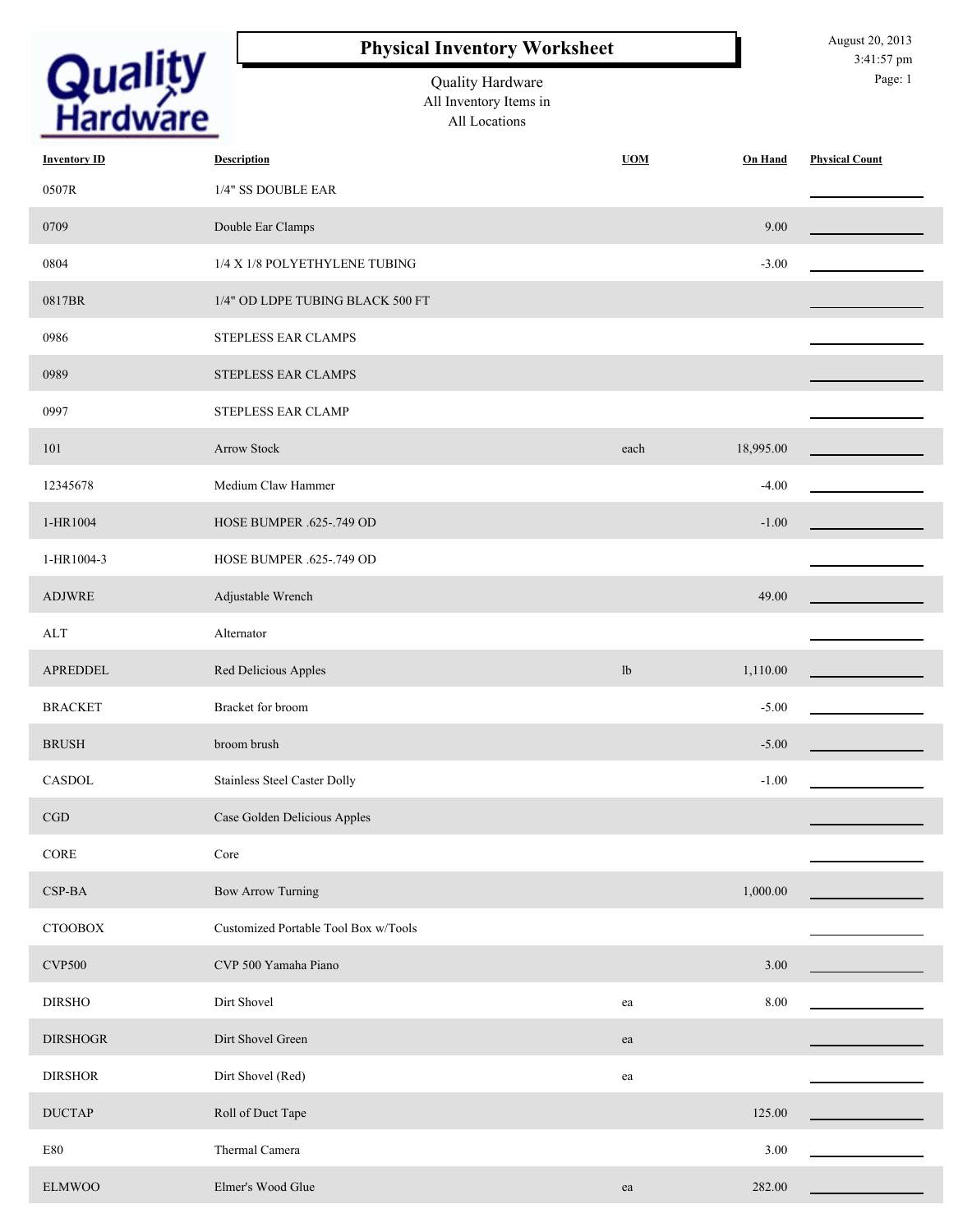# Physical Inventory Worksheet

Quality Hardware
All Inventory Items in
All Locations

August 20, 2013
3:41:57 pm

| Inventory ID | Description | UOM | On Hand | Physical Count |
|---|---|---|---|---|
| 0507R | 1/4" SS DOUBLE EAR | | | |
| 0709 | Double Ear Clamps | | 9.00 | |
| 0804 | 1/4 X 1/8 POLYETHYLENE TUBING | | -3.00 | |
| 0817BR | 1/4" OD LDPE TUBING BLACK 500 FT | | | |
| 0986 | STEPLESS EAR CLAMPS | | | |
| 0989 | STEPLESS EAR CLAMPS | | | |
| 0997 | STEPLESS EAR CLAMP | | | |
| 101 | Arrow Stock | each | 18,995.00 | |
| 12345678 | Medium Claw Hammer | | -4.00 | |
| 1-HR1004 | HOSE BUMPER .625-.749 OD | | -1.00 | |
| 1-HR1004-3 | HOSE BUMPER .625-.749 OD | | | |
| ADJWRE | Adjustable Wrench | | 49.00 | |
| ALT | Alternator | | | |
| APREDDEL | Red Delicious Apples | lb | 1,110.00 | |
| BRACKET | Bracket for broom | | -5.00 | |
| BRUSH | broom brush | | -5.00 | |
| CASDOL | Stainless Steel Caster Dolly | | -1.00 | |
| CGD | Case Golden Delicious Apples | | | |
| CORE | Core | | | |
| CSP-BA | Bow Arrow Turning | | 1,000.00 | |
| CTOOBOX | Customized Portable Tool Box w/Tools | | | |
| CVP500 | CVP 500 Yamaha Piano | | 3.00 | |
| DIRSHO | Dirt Shovel | ea | 8.00 | |
| DIRSHOGR | Dirt Shovel Green | ea | | |
| DIRSHOR | Dirt Shovel (Red) | ea | | |
| DUCTAP | Roll of Duct Tape | | 125.00 | |
| E80 | Thermal Camera | | 3.00 | |
| ELMWOO | Elmer's Wood Glue | ea | 282.00 | |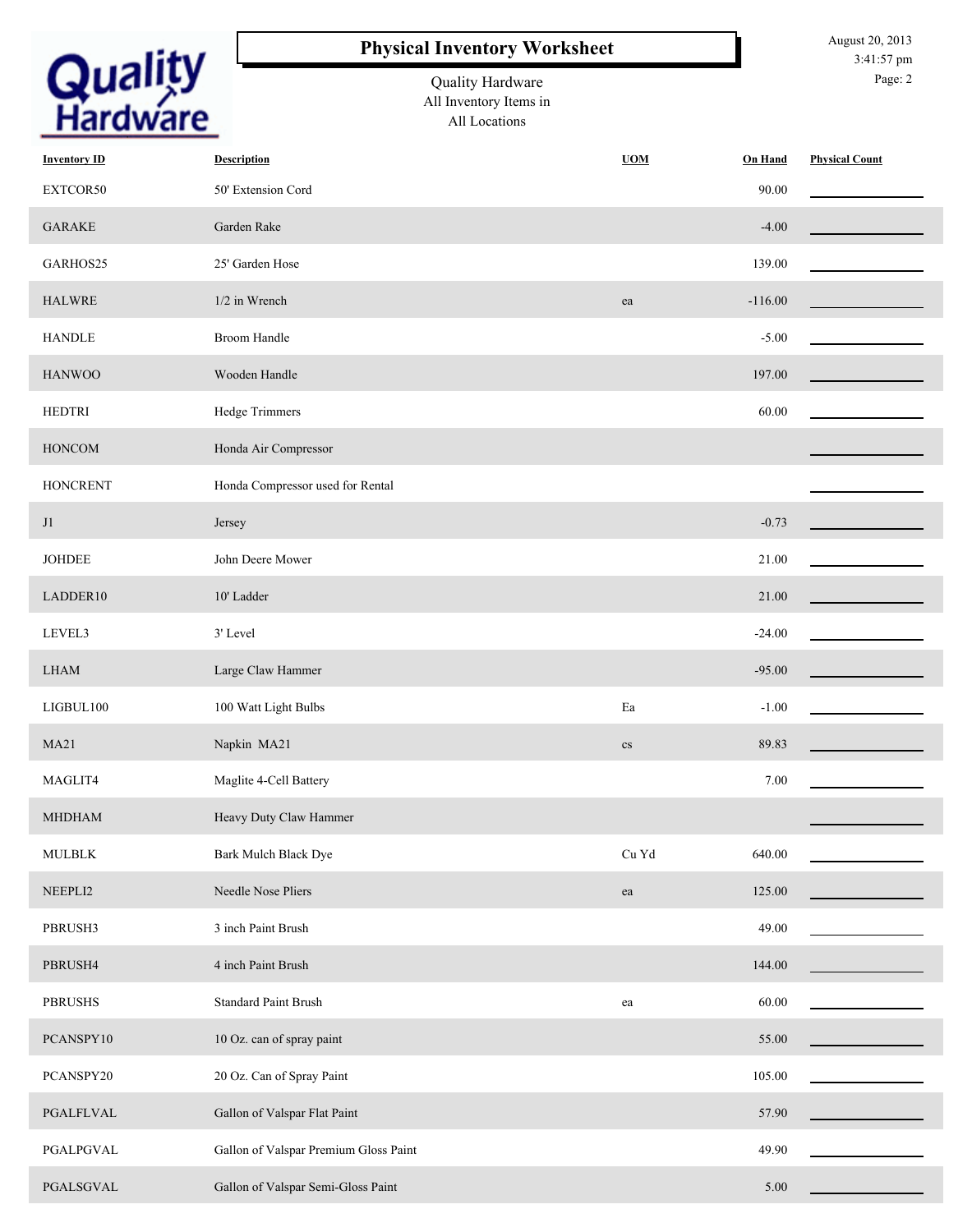# Physical Inventory Worksheet

Quality Hardware
All Inventory Items in
All Locations

August 20, 2013
3:41:57 pm

| Inventory ID | Description | UOM | On Hand | Physical Count |
|---|---|---|---|---|
| EXTCOR50 | 50' Extension Cord | | 90.00 | |
| GARAKE | Garden Rake | | -4.00 | |
| GARHOS25 | 25' Garden Hose | | 139.00 | |
| HALWRE | 1/2 in Wrench | ea | -116.00 | |
| HANDLE | Broom Handle | | -5.00 | |
| HANWOO | Wooden Handle | | 197.00 | |
| HEDTRI | Hedge Trimmers | | 60.00 | |
| HONCOM | Honda Air Compressor | | | |
| HONCRENT | Honda Compressor used for Rental | | | |
| J1 | Jersey | | -0.73 | |
| JOHDEE | John Deere Mower | | 21.00 | |
| LADDER10 | 10' Ladder | | 21.00 | |
| LEVEL3 | 3' Level | | -24.00 | |
| LHAM | Large Claw Hammer | | -95.00 | |
| LIGBUL100 | 100 Watt Light Bulbs | Ea | -1.00 | |
| MA21 | Napkin MA21 | cs | 89.83 | |
| MAGLIT4 | Maglite 4-Cell Battery | | 7.00 | |
| MHDHAM | Heavy Duty Claw Hammer | | | |
| MULBLK | Bark Mulch Black Dye | Cu Yd | 640.00 | |
| NEEPLI2 | Needle Nose Pliers | ea | 125.00 | |
| PBRUSH3 | 3 inch Paint Brush | | 49.00 | |
| PBRUSH4 | 4 inch Paint Brush | | 144.00 | |
| PBRUSHS | Standard Paint Brush | ea | 60.00 | |
| PCANSPY10 | 10 Oz. can of spray paint | | 55.00 | |
| PCANSPY20 | 20 Oz. Can of Spray Paint | | 105.00 | |
| PGALFLVAL | Gallon of Valspar Flat Paint | | 57.90 | |
| PGALPGVAL | Gallon of Valspar Premium Gloss Paint | | 49.90 | |
| PGALSGVAL | Gallon of Valspar Semi-Gloss Paint | | 5.00 | |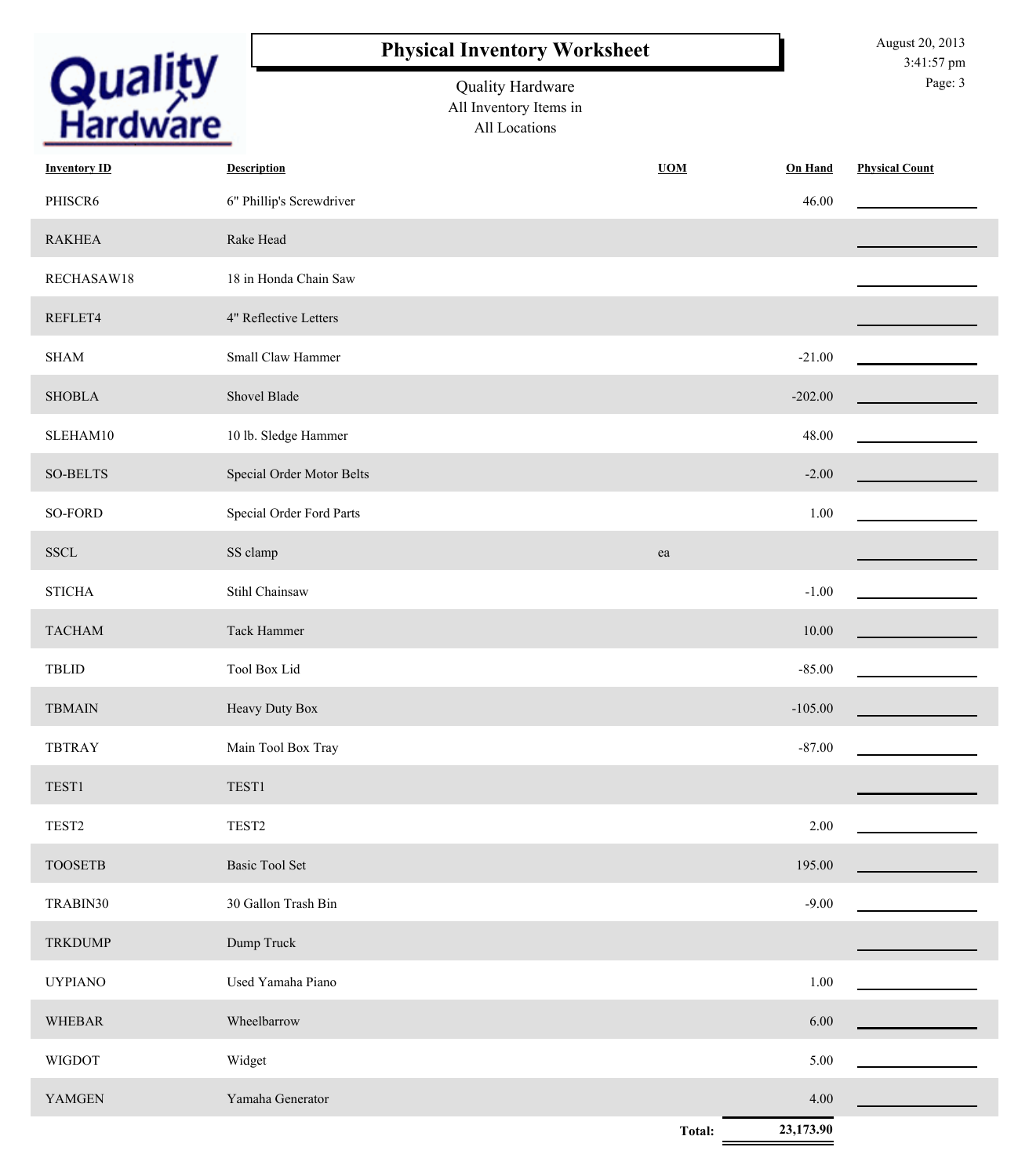# Physical Inventory Worksheet

Quality Hardware
All Inventory Items in
All Locations

August 20, 2013
3:41:57 pm

| Inventory ID | Description | UOM | On Hand | Physical Count |
|---|---|---|---|---|
| PHISCR6 | 6" Phillip's Screwdriver | | 46.00 | |
| RAKHEA | Rake Head | | | |
| RECHASAW18 | 18 in Honda Chain Saw | | | |
| REFLET4 | 4" Reflective Letters | | | |
| SHAM | Small Claw Hammer | | -21.00 | |
| SHOBLA | Shovel Blade | | -202.00 | |
| SLEHAM10 | 10 lb. Sledge Hammer | | 48.00 | |
| SO-BELTS | Special Order Motor Belts | | -2.00 | |
| SO-FORD | Special Order Ford Parts | | 1.00 | |
| SSCL | SS clamp | ea | | |
| STICHA | Stihl Chainsaw | | -1.00 | |
| TACHAM | Tack Hammer | | 10.00 | |
| TBLID | Tool Box Lid | | -85.00 | |
| TBMAIN | Heavy Duty Box | | -105.00 | |
| TBTRAY | Main Tool Box Tray | | -87.00 | |
| TEST1 | TEST1 | | | |
| TEST2 | TEST2 | | 2.00 | |
| TOOSETB | Basic Tool Set | | 195.00 | |
| TRABIN30 | 30 Gallon Trash Bin | | -9.00 | |
| TRKDUMP | Dump Truck | | | |
| UYPIANO | Used Yamaha Piano | | 1.00 | |
| WHEBAR | Wheelbarrow | | 6.00 | |
| WIGDOT | Widget | | 5.00 | |
| YAMGEN | Yamaha Generator | | 4.00 | |
| | | Total: | **23,173.90** | |